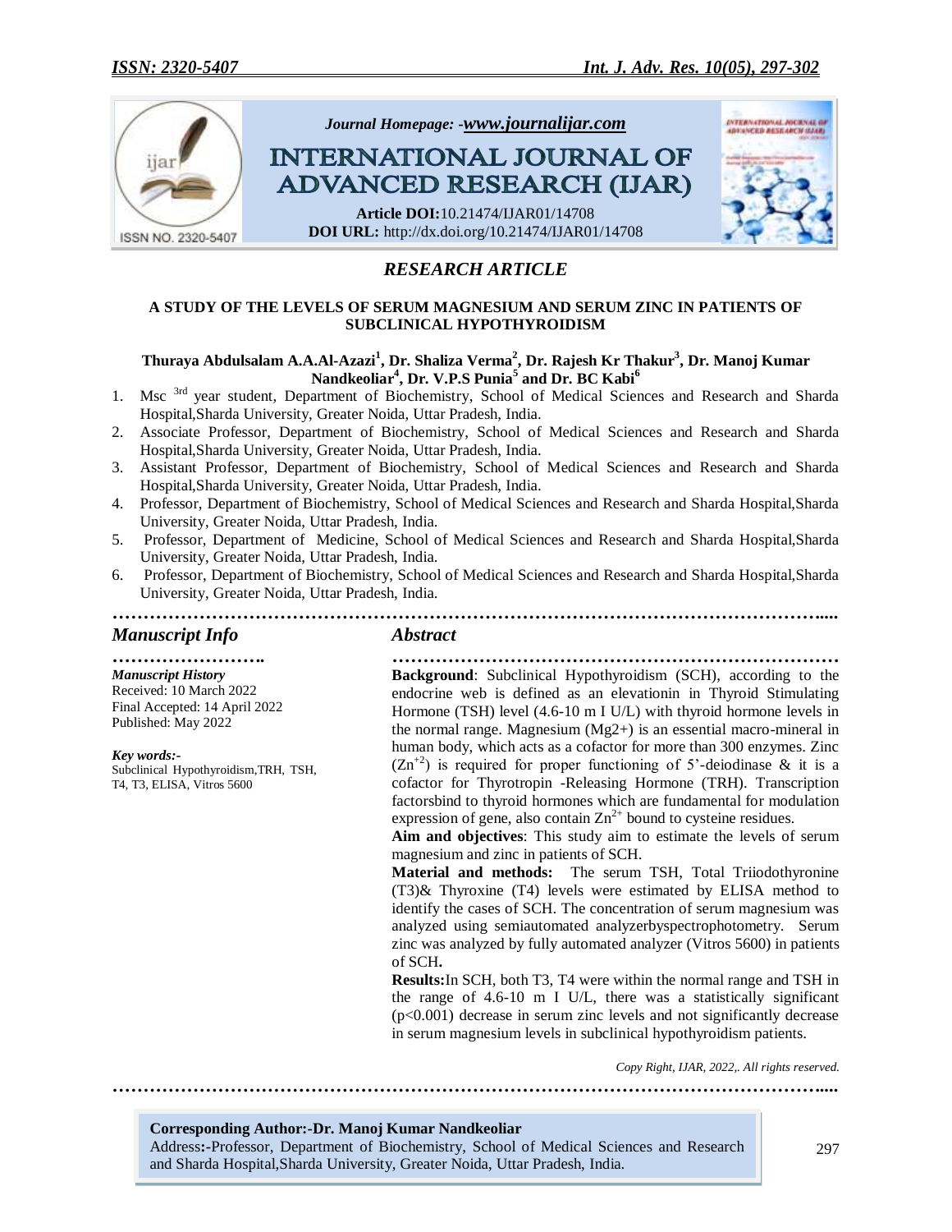*Journal Homepage: -www.journalijar.com*

# INTERNATIONAL JOURNAL OF ADVANCED RESEARCH (IJAR)

**Article DOI:**10.21474/IJAR01/14708
**DOI URL:** http://dx.doi.org/10.21474/IJAR01/14708

## *RESEARCH ARTICLE*

### A STUDY OF THE LEVELS OF SERUM MAGNESIUM AND SERUM ZINC IN PATIENTS OF SUBCLINICAL HYPOTHYROIDISM

**Thuraya Abdulsalam A.A.Al-Azazi[1], Dr. Shaliza Verma[2], Dr. Rajesh Kr Thakur[3], Dr. Manoj Kumar Nandkeoliar[4], Dr. V.P.S Punia[5] and Dr. BC Kabi[6]**

1. Msc [3rd] year student, Department of Biochemistry, School of Medical Sciences and Research and Sharda Hospital,Sharda University, Greater Noida, Uttar Pradesh, India.
2. Associate Professor, Department of Biochemistry, School of Medical Sciences and Research and Sharda Hospital,Sharda University, Greater Noida, Uttar Pradesh, India.
3. Assistant Professor, Department of Biochemistry, School of Medical Sciences and Research and Sharda Hospital,Sharda University, Greater Noida, Uttar Pradesh, India.
4. Professor, Department of Biochemistry, School of Medical Sciences and Research and Sharda Hospital,Sharda University, Greater Noida, Uttar Pradesh, India.
5. Professor, Department of Medicine, School of Medical Sciences and Research and Sharda Hospital,Sharda University, Greater Noida, Uttar Pradesh, India.
6. Professor, Department of Biochemistry, School of Medical Sciences and Research and Sharda Hospital,Sharda University, Greater Noida, Uttar Pradesh, India.

---

### *Manuscript Info*

*Manuscript History*
Received: 10 March 2022
Final Accepted: 14 April 2022
Published: May 2022

*Key words:-*
Subclinical Hypothyroidism,TRH, TSH, T4, T3, ELISA, Vitros 5600

### *Abstract*

**Background**: Subclinical Hypothyroidism (SCH), according to the endocrine web is defined as an elevationin in Thyroid Stimulating Hormone (TSH) level (4.6-10 m I U/L) with thyroid hormone levels in the normal range. Magnesium (Mg2+) is an essential macro-mineral in human body, which acts as a cofactor for more than 300 enzymes. Zinc ($Zn^{+2}$) is required for proper functioning of 5'-deiodinase & it is a cofactor for Thyrotropin -Releasing Hormone (TRH). Transcription factorsbind to thyroid hormones which are fundamental for modulation expression of gene, also contain $Zn^{2+}$ bound to cysteine residues.

**Aim and objectives**: This study aim to estimate the levels of serum magnesium and zinc in patients of SCH.

**Material and methods:** The serum TSH, Total Triiodothyronine (T3)& Thyroxine (T4) levels were estimated by ELISA method to identify the cases of SCH. The concentration of serum magnesium was analyzed using semiautomated analyzerbyspectrophotometry. Serum zinc was analyzed by fully automated analyzer (Vitros 5600) in patients of SCH**.**

**Results:**In SCH, both T3, T4 were within the normal range and TSH in the range of 4.6-10 m I U/L, there was a statistically significant ($p<0.001$) decrease in serum zinc levels and not significantly decrease in serum magnesium levels in subclinical hypothyroidism patients.

*Copy Right, IJAR, 2022,. All rights reserved.*

---

**Corresponding Author:-Dr. Manoj Kumar Nandkeoliar**
Address**:-**Professor, Department of Biochemistry, School of Medical Sciences and Research and Sharda Hospital,Sharda University, Greater Noida, Uttar Pradesh, India.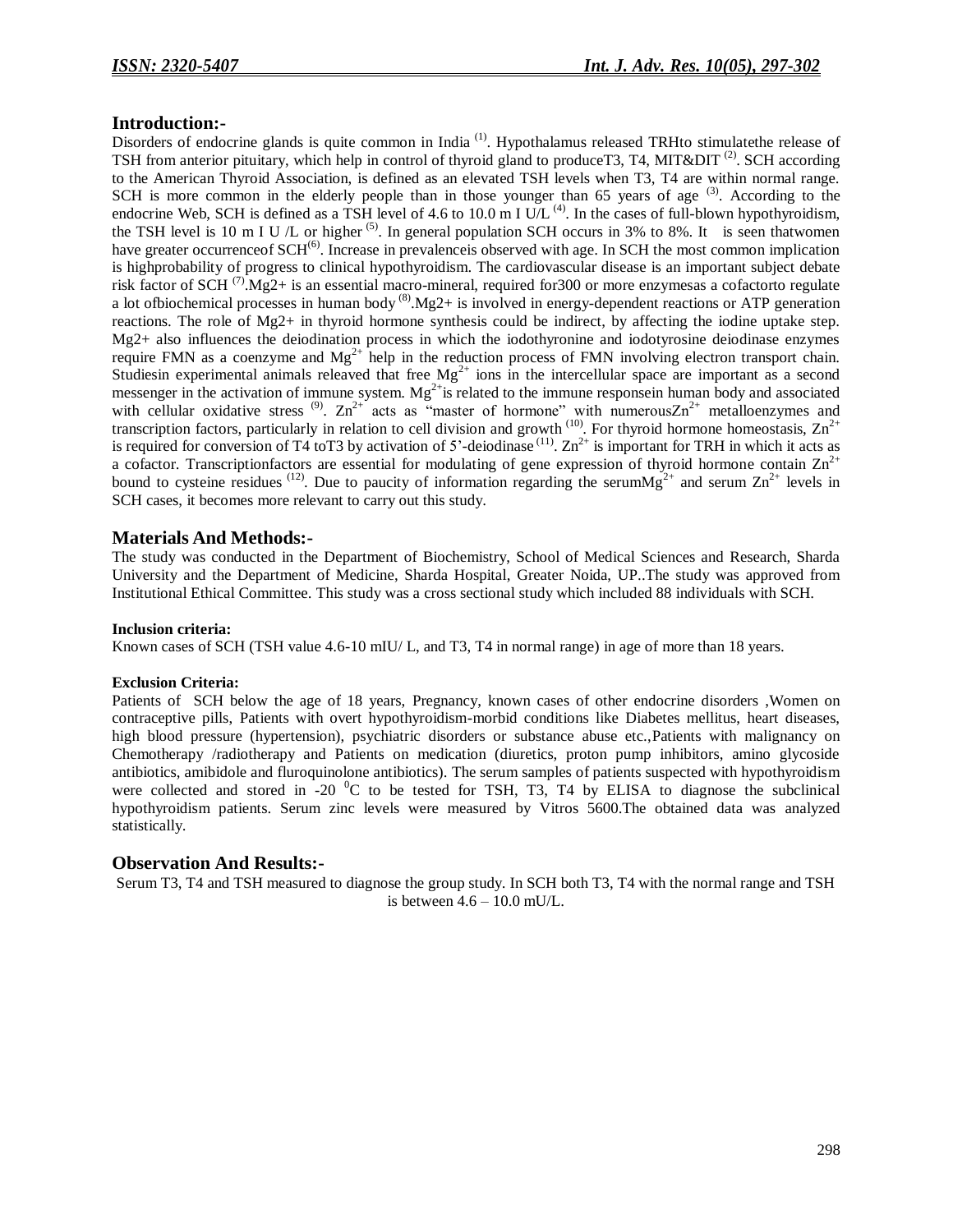## Introduction:-

Disorders of endocrine glands is quite common in India [1]. Hypothalamus released TRHto stimulatethe release of TSH from anterior pituitary, which help in control of thyroid gland to produceT3, T4, MIT&DIT [2]. SCH according to the American Thyroid Association, is defined as an elevated TSH levels when T3, T4 are within normal range. SCH is more common in the elderly people than in those younger than 65 years of age [3]. According to the endocrine Web, SCH is defined as a TSH level of 4.6 to 10.0 m I U/L [4]. In the cases of full-blown hypothyroidism, the TSH level is 10 m I U /L or higher [5]. In general population SCH occurs in 3% to 8%. It is seen thatwomen have greater occurrenceof SCH[6]. Increase in prevalenceis observed with age. In SCH the most common implication is highprobability of progress to clinical hypothyroidism. The cardiovascular disease is an important subject debate risk factor of SCH [7].Mg2+ is an essential macro-mineral, required for300 or more enzymesas a cofactorto regulate a lot ofbiochemical processes in human body [8].Mg2+ is involved in energy-dependent reactions or ATP generation reactions. The role of Mg2+ in thyroid hormone synthesis could be indirect, by affecting the iodine uptake step. Mg2+ also influences the deiodination process in which the iodothyronine and iodotyrosine deiodinase enzymes require FMN as a coenzyme and $Mg^{2+}$ help in the reduction process of FMN involving electron transport chain. Studiesin experimental animals releaved that free $Mg^{2+}$ ions in the intercellular space are important as a second messenger in the activation of immune system. $Mg^{2+}$is related to the immune responsein human body and associated with cellular oxidative stress [9]. $Zn^{2+}$ acts as "master of hormone" with numerous$Zn^{2+}$ metalloenzymes and transcription factors, particularly in relation to cell division and growth [10]. For thyroid hormone homeostasis, $Zn^{2+}$ is required for conversion of T4 toT3 by activation of 5'-deiodinase [11]. $Zn^{2+}$ is important for TRH in which it acts as a cofactor. Transcriptionfactors are essential for modulating of gene expression of thyroid hormone contain $Zn^{2+}$ bound to cysteine residues [12]. Due to paucity of information regarding the serum$Mg^{2+}$ and serum $Zn^{2+}$ levels in SCH cases, it becomes more relevant to carry out this study.

## Materials And Methods:-

The study was conducted in the Department of Biochemistry, School of Medical Sciences and Research, Sharda University and the Department of Medicine, Sharda Hospital, Greater Noida, UP..The study was approved from Institutional Ethical Committee. This study was a cross sectional study which included 88 individuals with SCH.

**Inclusion criteria:**

Known cases of SCH (TSH value 4.6-10 mIU/ L, and T3, T4 in normal range) in age of more than 18 years.

**Exclusion Criteria:**

Patients of SCH below the age of 18 years, Pregnancy, known cases of other endocrine disorders ,Women on contraceptive pills, Patients with overt hypothyroidism-morbid conditions like Diabetes mellitus, heart diseases, high blood pressure (hypertension), psychiatric disorders or substance abuse etc.,Patients with malignancy on Chemotherapy /radiotherapy and Patients on medication (diuretics, proton pump inhibitors, amino glycoside antibiotics, amibidole and fluroquinolone antibiotics). The serum samples of patients suspected with hypothyroidism were collected and stored in -20 $^{0}$C to be tested for TSH, T3, T4 by ELISA to diagnose the subclinical hypothyroidism patients. Serum zinc levels were measured by Vitros 5600.The obtained data was analyzed statistically.

## Observation And Results:-

Serum T3, T4 and TSH measured to diagnose the group study. In SCH both T3, T4 with the normal range and TSH is between 4.6 – 10.0 mU/L.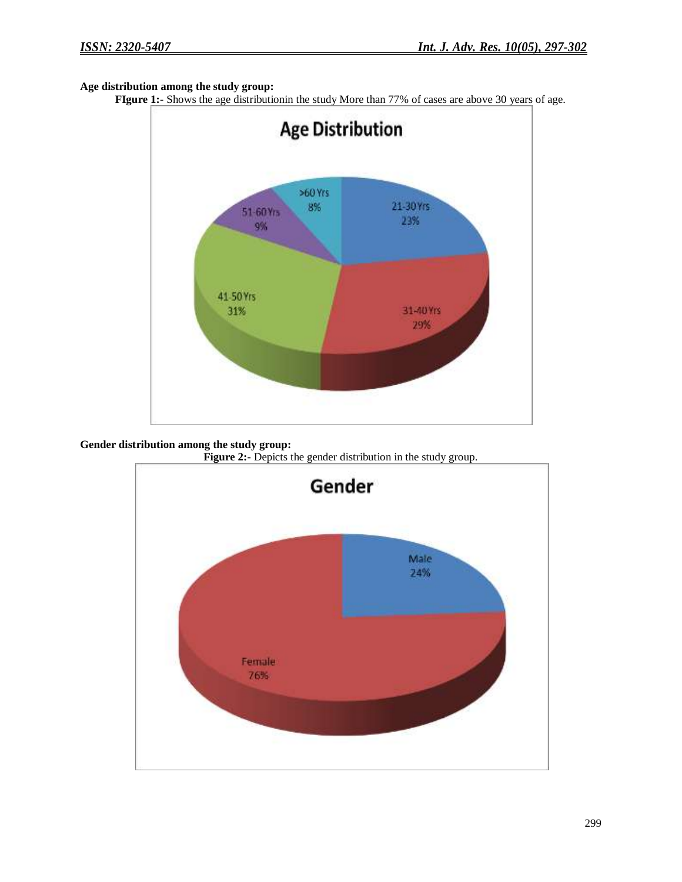**Age distribution among the study group:**

**FIgure 1:-** Shows the age distributionin the study More than 77% of cases are above 30 years of age.

**Gender distribution among the study group:**

**Figure 2:-** Depicts the gender distribution in the study group.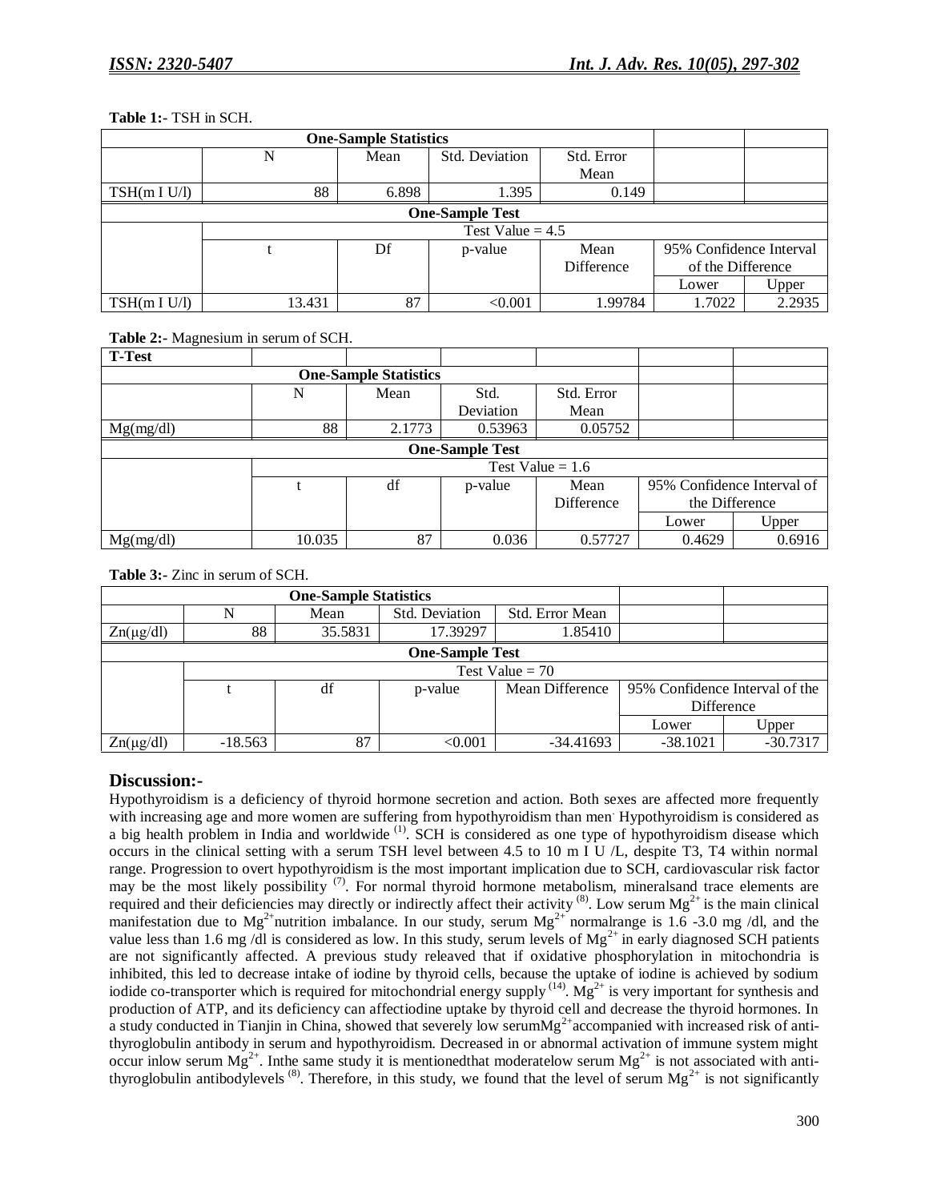**Table 1:-** TSH in SCH.

| One-Sample Statistics | | | | | | |
|---|---|---|---|---|---|---|
| | N | Mean | Std. Deviation | Std. Error Mean | | |
| TSH(m I U/l) | 88 | 6.898 | 1.395 | 0.149 | | |
| **One-Sample Test** | | | | | | |
| | Test Value = 4.5 | | | | | |
| | t | Df | p-value | Mean Difference | 95% Confidence Interval of the Difference | |
| | | | | | Lower | Upper |
| TSH(m I U/l) | 13.431 | 87 | <0.001 | 1.99784 | 1.7022 | 2.2935 |

**Table 2:-** Magnesium in serum of SCH.

| T-Test | | | | | | |
|---|---|---|---|---|---|---|
| **One-Sample Statistics** | | | | | | |
| | N | Mean | Std. Deviation | Std. Error Mean | | |
| Mg(mg/dl) | 88 | 2.1773 | 0.53963 | 0.05752 | | |
| **One-Sample Test** | | | | | | |
| | Test Value = 1.6 | | | | | |
| | t | df | p-value | Mean Difference | 95% Confidence Interval of the Difference | |
| | | | | | Lower | Upper |
| Mg(mg/dl) | 10.035 | 87 | 0.036 | 0.57727 | 0.4629 | 0.6916 |

**Table 3:-** Zinc in serum of SCH.

| One-Sample Statistics | | | | | | |
|---|---|---|---|---|---|---|
| | N | Mean | Std. Deviation | Std. Error Mean | | |
| Zn(μg/dl) | 88 | 35.5831 | 17.39297 | 1.85410 | | |
| **One-Sample Test** | | | | | | |
| | Test Value = 70 | | | | | |
| | t | df | p-value | Mean Difference | 95% Confidence Interval of the Difference | |
| | | | | | Lower | Upper |
| Zn(μg/dl) | -18.563 | 87 | <0.001 | -34.41693 | -38.1021 | -30.7317 |

## Discussion:-

Hypothyroidism is a deficiency of thyroid hormone secretion and action. Both sexes are affected more frequently with increasing age and more women are suffering from hypothyroidism than men. Hypothyroidism is considered as a big health problem in India and worldwide [1]. SCH is considered as one type of hypothyroidism disease which occurs in the clinical setting with a serum TSH level between 4.5 to 10 m I U /L, despite T3, T4 within normal range. Progression to overt hypothyroidism is the most important implication due to SCH, cardiovascular risk factor may be the most likely possibility [7]. For normal thyroid hormone metabolism, mineralsand trace elements are required and their deficiencies may directly or indirectly affect their activity [8]. Low serum $Mg^{2+}$ is the main clinical manifestation due to $Mg^{2+}$nutrition imbalance. In our study, serum $Mg^{2+}$ normalrange is 1.6 -3.0 mg /dl, and the value less than 1.6 mg /dl is considered as low. In this study, serum levels of $Mg^{2+}$ in early diagnosed SCH patients are not significantly affected. A previous study releaved that if oxidative phosphorylation in mitochondria is inhibited, this led to decrease intake of iodine by thyroid cells, because the uptake of iodine is achieved by sodium iodide co-transporter which is required for mitochondrial energy supply [14]. $Mg^{2+}$ is very important for synthesis and production of ATP, and its deficiency can affectiodine uptake by thyroid cell and decrease the thyroid hormones. In a study conducted in Tianjin in China, showed that severely low serum$Mg^{2+}$accompanied with increased risk of anti-thyroglobulin antibody in serum and hypothyroidism. Decreased in or abnormal activation of immune system might occur inlow serum $Mg^{2+}$. Inthe same study it is mentionedthat moderatelow serum $Mg^{2+}$ is not associated with anti-thyroglobulin antibodylevels [8]. Therefore, in this study, we found that the level of serum $Mg^{2+}$ is not significantly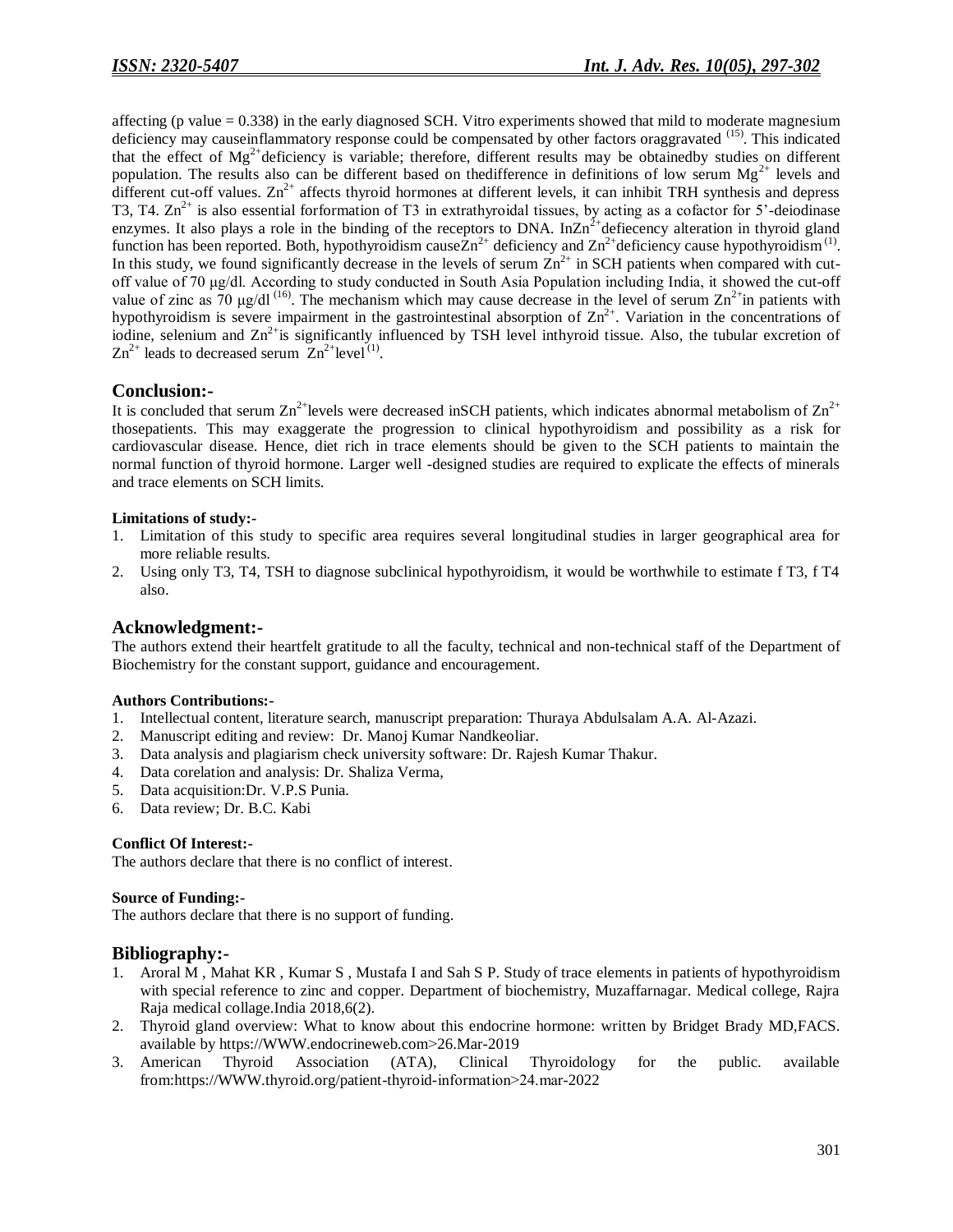affecting (p value = 0.338) in the early diagnosed SCH. Vitro experiments showed that mild to moderate magnesium deficiency may causeinflammatory response could be compensated by other factors oraggravated [15]. This indicated that the effect of $Mg^{2+}$deficiency is variable; therefore, different results may be obtainedby studies on different population. The results also can be different based on thedifference in definitions of low serum $Mg^{2+}$ levels and different cut-off values. $Zn^{2+}$ affects thyroid hormones at different levels, it can inhibit TRH synthesis and depress T3, T4. $Zn^{2+}$ is also essential forformation of T3 in extrathyroidal tissues, by acting as a cofactor for 5'-deiodinase enzymes. It also plays a role in the binding of the receptors to DNA. In$Zn^{2+}$defiecency alteration in thyroid gland function has been reported. Both, hypothyroidism cause$Zn^{2+}$ deficiency and $Zn^{2+}$deficiency cause hypothyroidism [1]. In this study, we found significantly decrease in the levels of serum $Zn^{2+}$ in SCH patients when compared with cut-off value of 70 μg/dl. According to study conducted in South Asia Population including India, it showed the cut-off value of zinc as 70 μg/dl [16]. The mechanism which may cause decrease in the level of serum $Zn^{2+}$in patients with hypothyroidism is severe impairment in the gastrointestinal absorption of $Zn^{2+}$. Variation in the concentrations of iodine, selenium and $Zn^{2+}$is significantly influenced by TSH level inthyroid tissue. Also, the tubular excretion of $Zn^{2+}$ leads to decreased serum $Zn^{2+}$level [1].

## Conclusion:-

It is concluded that serum $Zn^{2+}$levels were decreased inSCH patients, which indicates abnormal metabolism of $Zn^{2+}$ thosepatients. This may exaggerate the progression to clinical hypothyroidism and possibility as a risk for cardiovascular disease. Hence, diet rich in trace elements should be given to the SCH patients to maintain the normal function of thyroid hormone. Larger well -designed studies are required to explicate the effects of minerals and trace elements on SCH limits.

**Limitations of study:-**

1. Limitation of this study to specific area requires several longitudinal studies in larger geographical area for more reliable results.
2. Using only T3, T4, TSH to diagnose subclinical hypothyroidism, it would be worthwhile to estimate f T3, f T4 also.

## Acknowledgment:-

The authors extend their heartfelt gratitude to all the faculty, technical and non-technical staff of the Department of Biochemistry for the constant support, guidance and encouragement.

**Authors Contributions:-**

1. Intellectual content, literature search, manuscript preparation: Thuraya Abdulsalam A.A. Al-Azazi.
2. Manuscript editing and review: Dr. Manoj Kumar Nandkeoliar.
3. Data analysis and plagiarism check university software: Dr. Rajesh Kumar Thakur.
4. Data corelation and analysis: Dr. Shaliza Verma,
5. Data acquisition:Dr. V.P.S Punia.
6. Data review; Dr. B.C. Kabi

**Conflict Of Interest:-**

The authors declare that there is no conflict of interest.

**Source of Funding:-**

The authors declare that there is no support of funding.

## Bibliography:-

1. Aroral M , Mahat KR , Kumar S , Mustafa I and Sah S P. Study of trace elements in patients of hypothyroidism with special reference to zinc and copper. Department of biochemistry, Muzaffarnagar. Medical college, Rajra Raja medical collage.India 2018,6(2).
2. Thyroid gland overview: What to know about this endocrine hormone: written by Bridget Brady MD,FACS. available by https://WWW.endocrineweb.com>26.Mar-2019
3. American Thyroid Association (ATA), Clinical Thyroidology for the public. available from:https://WWW.thyroid.org/patient-thyroid-information>24.mar-2022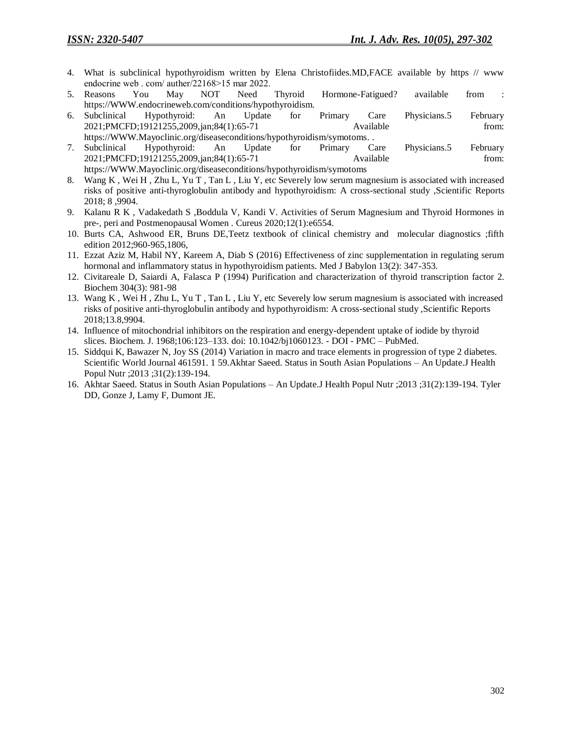4. What is subclinical hypothyroidism written by Elena Christofiides.MD,FACE available by https // www endocrine web . com/ auther/22168>15 mar 2022.
5. Reasons You May NOT Need Thyroid Hormone-Fatigued? available from : https://WWW.endocrineweb.com/conditions/hypothyroidism.
6. Subclinical Hypothyroid: An Update for Primary Care Physicians.5 February 2021;PMCFD;19121255,2009,jan;84(1):65-71 Available from: https://WWW.Mayoclinic.org/diseaseconditions/hypothyroidism/symotoms. .
7. Subclinical Hypothyroid: An Update for Primary Care Physicians.5 February 2021;PMCFD;19121255,2009,jan;84(1):65-71 Available from: https://WWW.Mayoclinic.org/diseaseconditions/hypothyroidism/symotoms
8. Wang K , Wei H , Zhu L, Yu T , Tan L , Liu Y, etc Severely low serum magnesium is associated with increased risks of positive anti-thyroglobulin antibody and hypothyroidism: A cross-sectional study ,Scientific Reports 2018; 8 ,9904.
9. Kalanu R K , Vadakedath S ,Boddula V, Kandi V. Activities of Serum Magnesium and Thyroid Hormones in pre-, peri and Postmenopausal Women . Cureus 2020;12(1):e6554.
10. Burts CA, Ashwood ER, Bruns DE,Teetz textbook of clinical chemistry and molecular diagnostics ;fifth edition 2012;960-965,1806,
11. Ezzat Aziz M, Habil NY, Kareem A, Diab S (2016) Effectiveness of zinc supplementation in regulating serum hormonal and inflammatory status in hypothyroidism patients. Med J Babylon 13(2): 347-353.
12. Civitareale D, Saiardi A, Falasca P (1994) Purification and characterization of thyroid transcription factor 2. Biochem 304(3): 981-98
13. Wang K , Wei H , Zhu L, Yu T , Tan L , Liu Y, etc Severely low serum magnesium is associated with increased risks of positive anti-thyroglobulin antibody and hypothyroidism: A cross-sectional study ,Scientific Reports 2018;13.8,9904.
14. Influence of mitochondrial inhibitors on the respiration and energy-dependent uptake of iodide by thyroid slices. Biochem. J. 1968;106:123–133. doi: 10.1042/bj1060123. - DOI - PMC – PubMed.
15. Siddqui K, Bawazer N, Joy SS (2014) Variation in macro and trace elements in progression of type 2 diabetes. Scientific World Journal 461591. 1 59.Akhtar Saeed. Status in South Asian Populations – An Update.J Health Popul Nutr ;2013 ;31(2):139-194.
16. Akhtar Saeed. Status in South Asian Populations – An Update.J Health Popul Nutr ;2013 ;31(2):139-194. Tyler DD, Gonze J, Lamy F, Dumont JE.